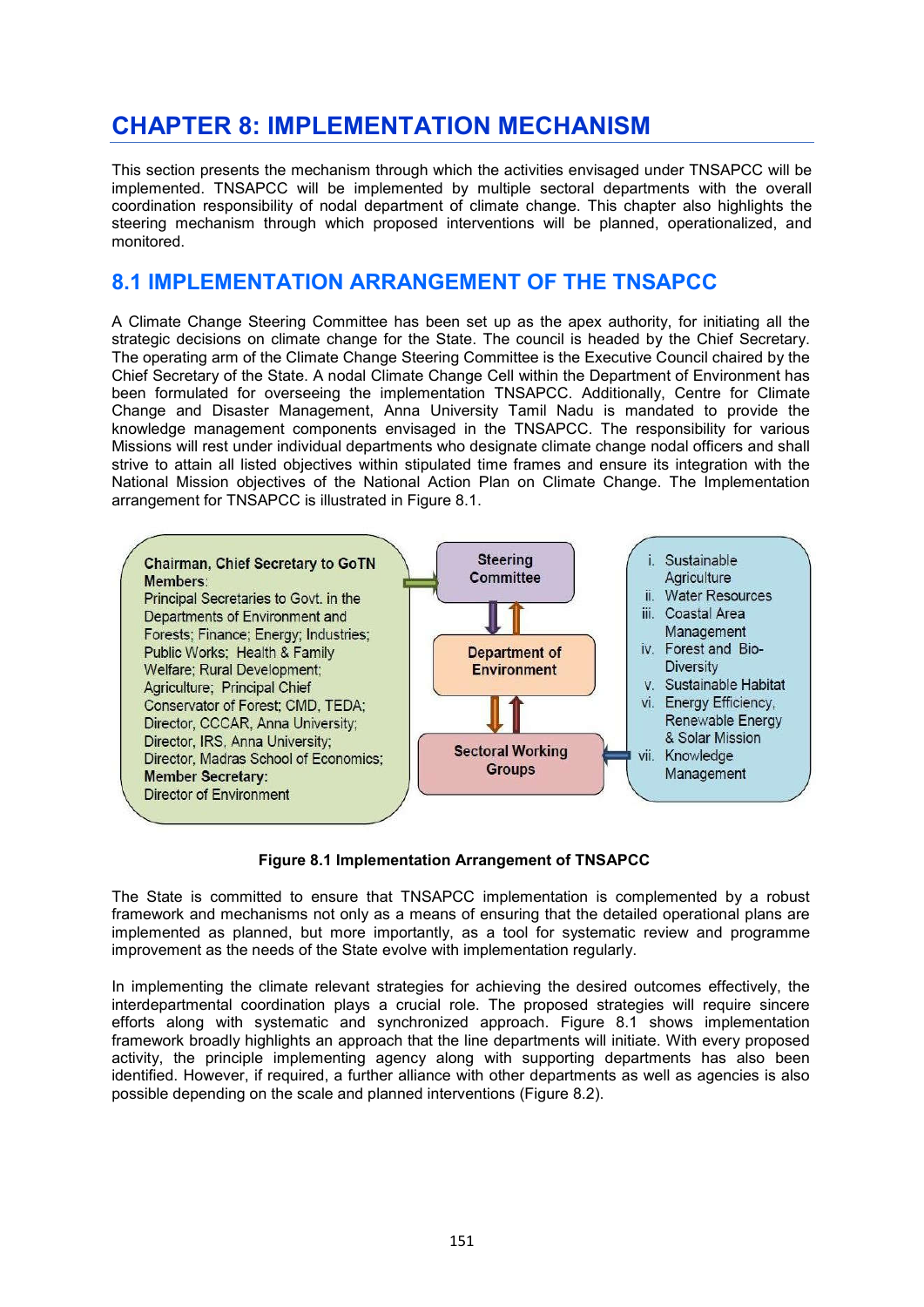# CHAPTER 8: IMPLEMENTATION MECHANISM

This section presents the mechanism through which the activities envisaged under TNSAPCC will be implemented. TNSAPCC will be implemented by multiple sectoral departments with the overall coordination responsibility of nodal department of climate change. This chapter also highlights the steering mechanism through which proposed interventions will be planned, operationalized, and monitored.

## 8.1 IMPLEMENTATION ARRANGEMENT OF THE TNSAPCC

A Climate Change Steering Committee has been set up as the apex authority, for initiating all the strategic decisions on climate change for the State. The council is headed by the Chief Secretary. The operating arm of the Climate Change Steering Committee is the Executive Council chaired by the Chief Secretary of the State. A nodal Climate Change Cell within the Department of Environment has been formulated for overseeing the implementation TNSAPCC. Additionally, Centre for Climate Change and Disaster Management, Anna University Tamil Nadu is mandated to provide the knowledge management components envisaged in the TNSAPCC. The responsibility for various Missions will rest under individual departments who designate climate change nodal officers and shall strive to attain all listed objectives within stipulated time frames and ensure its integration with the National Mission objectives of the National Action Plan on Climate Change. The Implementation arrangement for TNSAPCC is illustrated in Figure 8.1.

**Chairman, Chief Secretary to GoTN**
**Members**:
Principal Secretaries to Govt. in the Departments of Environment and Forests; Finance; Energy; Industries; Public Works; Health & Family Welfare; Rural Development; Agriculture; Principal Chief Conservator of Forest; CMD, TEDA; Director, CCCAR, Anna University; Director, IRS, Anna University; Director, Madras School of Economics;
**Member Secretary:**
Director of Environment

Steering Committee

Department of Environment

Sectoral Working Groups

i. Sustainable Agriculture
ii. Water Resources
iii. Coastal Area Management
iv. Forest and Bio-Diversity
v. Sustainable Habitat
vi. Energy Efficiency, Renewable Energy & Solar Mission
vii. Knowledge Management

**Figure 8.1 Implementation Arrangement of TNSAPCC**

The State is committed to ensure that TNSAPCC implementation is complemented by a robust framework and mechanisms not only as a means of ensuring that the detailed operational plans are implemented as planned, but more importantly, as a tool for systematic review and programme improvement as the needs of the State evolve with implementation regularly.

In implementing the climate relevant strategies for achieving the desired outcomes effectively, the interdepartmental coordination plays a crucial role. The proposed strategies will require sincere efforts along with systematic and synchronized approach. Figure 8.1 shows implementation framework broadly highlights an approach that the line departments will initiate. With every proposed activity, the principle implementing agency along with supporting departments has also been identified. However, if required, a further alliance with other departments as well as agencies is also possible depending on the scale and planned interventions (Figure 8.2).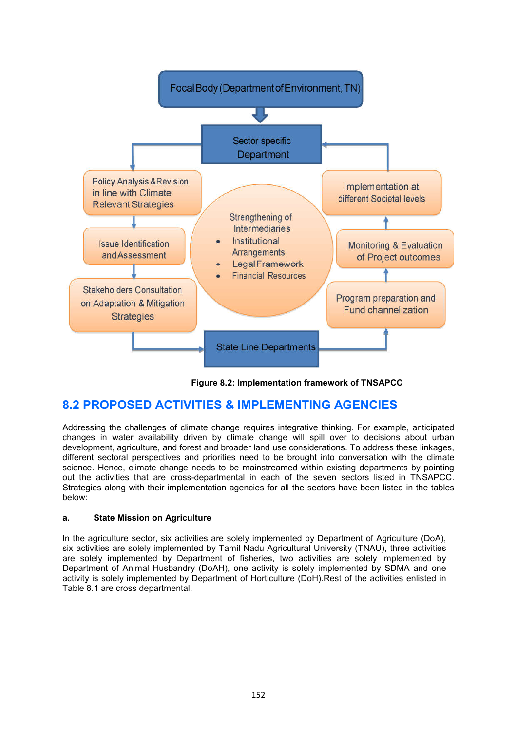Focal Body (Department of Environment, TN)

Sector specific Department

Policy Analysis & Revision in line with Climate Relevant Strategies

Issue Identification and Assessment

Stakeholders Consultation on Adaptation & Mitigation Strategies

Strengthening of Intermediaries

- Institutional Arrangements
- Legal Framework
- Financial Resources

Implementation at different Societal levels

Monitoring & Evaluation of Project outcomes

Program preparation and Fund channelization

State Line Departments

**Figure 8.2: Implementation framework of TNSAPCC**

## 8.2 PROPOSED ACTIVITIES & IMPLEMENTING AGENCIES

Addressing the challenges of climate change requires integrative thinking. For example, anticipated changes in water availability driven by climate change will spill over to decisions about urban development, agriculture, and forest and broader land use considerations. To address these linkages, different sectoral perspectives and priorities need to be brought into conversation with the climate science. Hence, climate change needs to be mainstreamed within existing departments by pointing out the activities that are cross-departmental in each of the seven sectors listed in TNSAPCC. Strategies along with their implementation agencies for all the sectors have been listed in the tables below:

### a. State Mission on Agriculture

In the agriculture sector, six activities are solely implemented by Department of Agriculture (DoA), six activities are solely implemented by Tamil Nadu Agricultural University (TNAU), three activities are solely implemented by Department of fisheries, two activities are solely implemented by Department of Animal Husbandry (DoAH), one activity is solely implemented by SDMA and one activity is solely implemented by Department of Horticulture (DoH).Rest of the activities enlisted in Table 8.1 are cross departmental.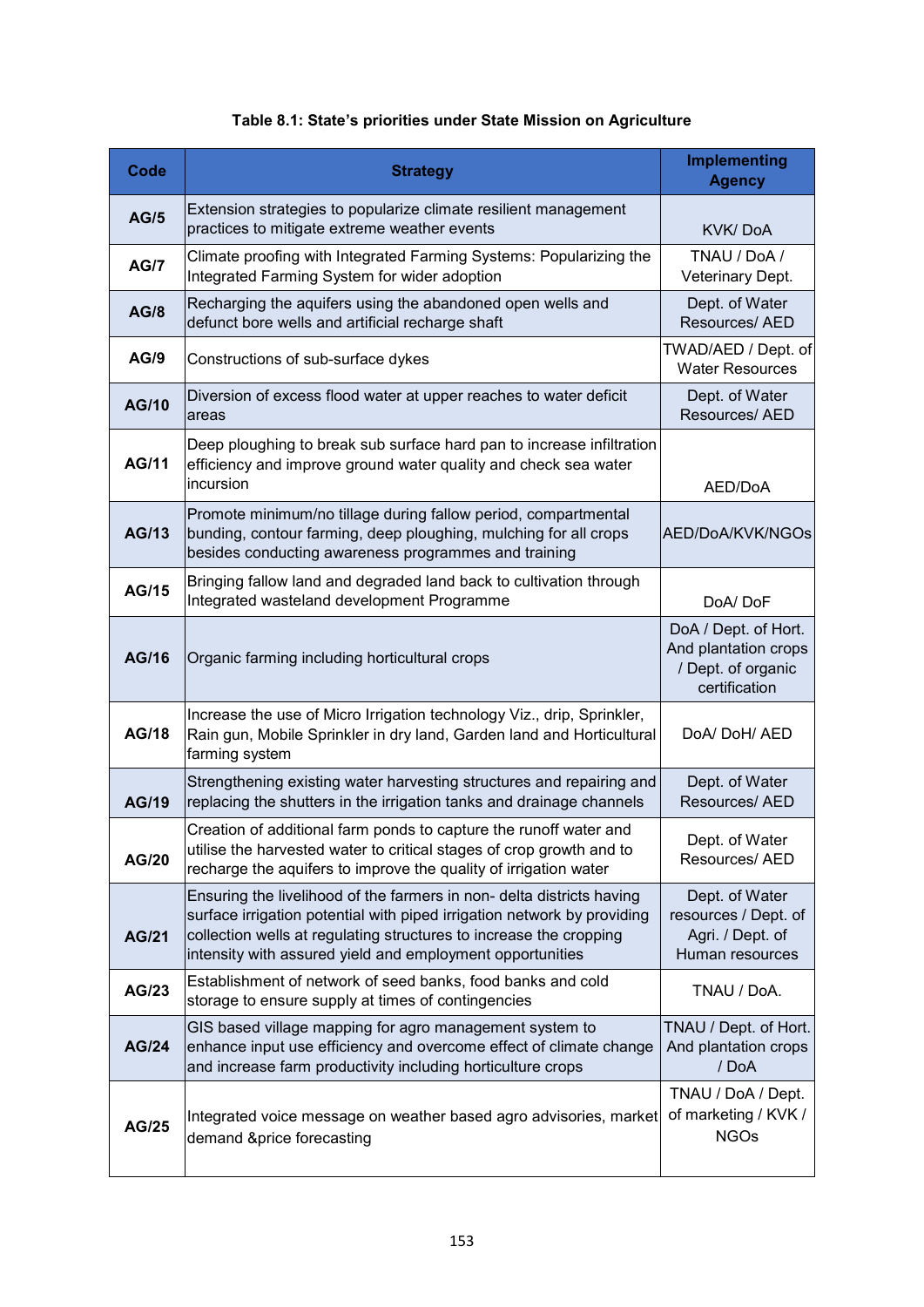**Table 8.1: State's priorities under State Mission on Agriculture**

| Code | Strategy | Implementing Agency |
|---|---|---|
| AG/5 | Extension strategies to popularize climate resilient management practices to mitigate extreme weather events | KVK/ DoA |
| AG/7 | Climate proofing with Integrated Farming Systems: Popularizing the Integrated Farming System for wider adoption | TNAU / DoA / Veterinary Dept. |
| AG/8 | Recharging the aquifers using the abandoned open wells and defunct bore wells and artificial recharge shaft | Dept. of Water Resources/ AED |
| AG/9 | Constructions of sub-surface dykes | TWAD/AED / Dept. of Water Resources |
| AG/10 | Diversion of excess flood water at upper reaches to water deficit areas | Dept. of Water Resources/ AED |
| AG/11 | Deep ploughing to break sub surface hard pan to increase infiltration efficiency and improve ground water quality and check sea water incursion | AED/DoA |
| AG/13 | Promote minimum/no tillage during fallow period, compartmental bunding, contour farming, deep ploughing, mulching for all crops besides conducting awareness programmes and training | AED/DoA/KVK/NGOs |
| AG/15 | Bringing fallow land and degraded land back to cultivation through Integrated wasteland development Programme | DoA/ DoF |
| AG/16 | Organic farming including horticultural crops | DoA / Dept. of Hort. And plantation crops / Dept. of organic certification |
| AG/18 | Increase the use of Micro Irrigation technology Viz., drip, Sprinkler, Rain gun, Mobile Sprinkler in dry land, Garden land and Horticultural farming system | DoA/ DoH/ AED |
| AG/19 | Strengthening existing water harvesting structures and repairing and replacing the shutters in the irrigation tanks and drainage channels | Dept. of Water Resources/ AED |
| AG/20 | Creation of additional farm ponds to capture the runoff water and utilise the harvested water to critical stages of crop growth and to recharge the aquifers to improve the quality of irrigation water | Dept. of Water Resources/ AED |
| AG/21 | Ensuring the livelihood of the farmers in non- delta districts having surface irrigation potential with piped irrigation network by providing collection wells at regulating structures to increase the cropping intensity with assured yield and employment opportunities | Dept. of Water resources / Dept. of Agri. / Dept. of Human resources |
| AG/23 | Establishment of network of seed banks, food banks and cold storage to ensure supply at times of contingencies | TNAU / DoA. |
| AG/24 | GIS based village mapping for agro management system to enhance input use efficiency and overcome effect of climate change and increase farm productivity including horticulture crops | TNAU / Dept. of Hort. And plantation crops / DoA |
| AG/25 | Integrated voice message on weather based agro advisories, market demand &price forecasting | TNAU / DoA / Dept. of marketing / KVK / NGOs |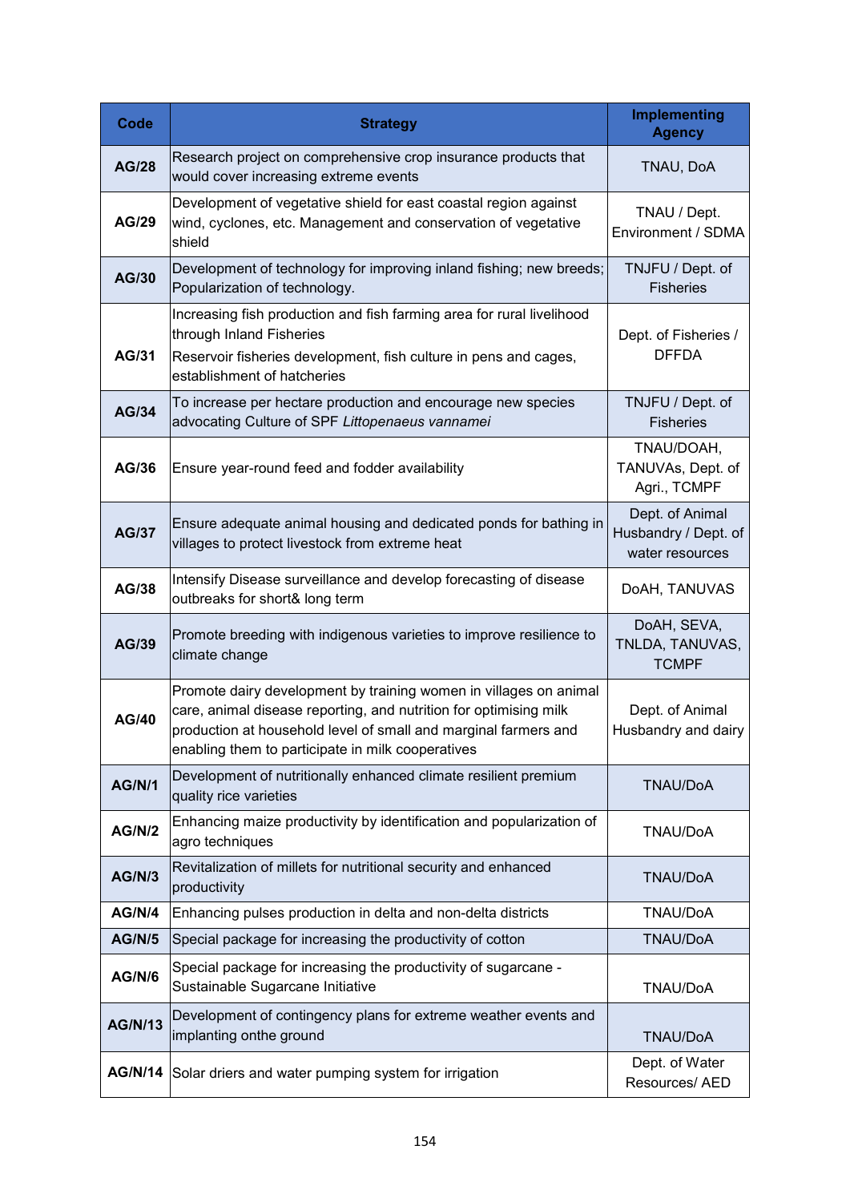| Code | Strategy | Implementing Agency |
|---|---|---|
| **AG/28** | Research project on comprehensive crop insurance products that would cover increasing extreme events | TNAU, DoA |
| **AG/29** | Development of vegetative shield for east coastal region against wind, cyclones, etc. Management and conservation of vegetative shield | TNAU / Dept. Environment / SDMA |
| **AG/30** | Development of technology for improving inland fishing; new breeds; Popularization of technology. | TNJFU / Dept. of Fisheries |
| **AG/31** | Increasing fish production and fish farming area for rural livelihood through Inland Fisheries<br>Reservoir fisheries development, fish culture in pens and cages, establishment of hatcheries | Dept. of Fisheries / DFFDA |
| **AG/34** | To increase per hectare production and encourage new species advocating Culture of SPF *Littopenaeus vannamei* | TNJFU / Dept. of Fisheries |
| **AG/36** | Ensure year-round feed and fodder availability | TNAU/DOAH, TANUVAs, Dept. of Agri., TCMPF |
| **AG/37** | Ensure adequate animal housing and dedicated ponds for bathing in villages to protect livestock from extreme heat | Dept. of Animal Husbandry / Dept. of water resources |
| **AG/38** | Intensify Disease surveillance and develop forecasting of disease outbreaks for short& long term | DoAH, TANUVAS |
| **AG/39** | Promote breeding with indigenous varieties to improve resilience to climate change | DoAH, SEVA, TNLDA, TANUVAS, TCMPF |
| **AG/40** | Promote dairy development by training women in villages on animal care, animal disease reporting, and nutrition for optimising milk production at household level of small and marginal farmers and enabling them to participate in milk cooperatives | Dept. of Animal Husbandry and dairy |
| **AG/N/1** | Development of nutritionally enhanced climate resilient premium quality rice varieties | TNAU/DoA |
| **AG/N/2** | Enhancing maize productivity by identification and popularization of agro techniques | TNAU/DoA |
| **AG/N/3** | Revitalization of millets for nutritional security and enhanced productivity | TNAU/DoA |
| **AG/N/4** | Enhancing pulses production in delta and non-delta districts | TNAU/DoA |
| **AG/N/5** | Special package for increasing the productivity of cotton | TNAU/DoA |
| **AG/N/6** | Special package for increasing the productivity of sugarcane - Sustainable Sugarcane Initiative | TNAU/DoA |
| **AG/N/13** | Development of contingency plans for extreme weather events and implanting onthe ground | TNAU/DoA |
| **AG/N/14** | Solar driers and water pumping system for irrigation | Dept. of Water Resources/ AED |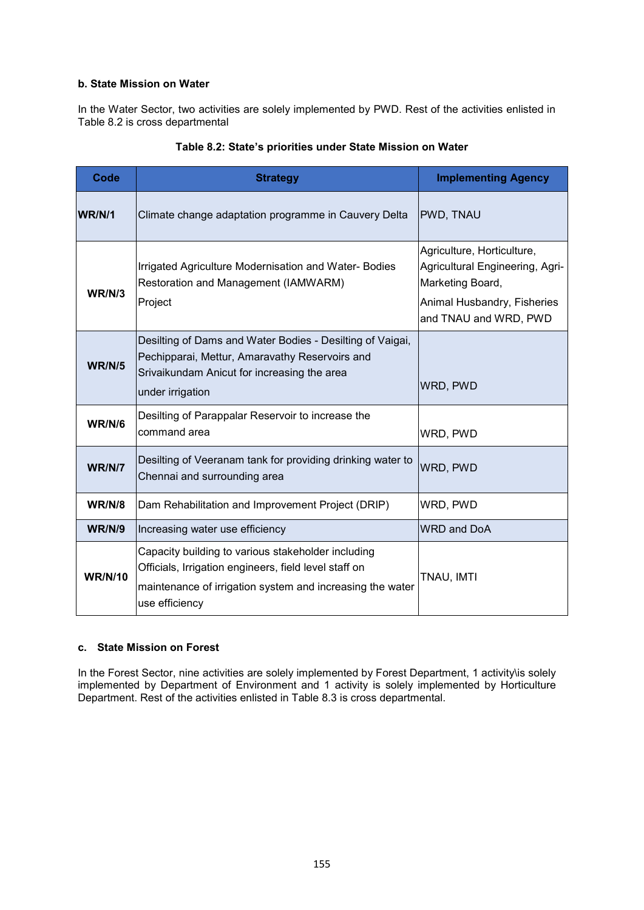**b. State Mission on Water**

In the Water Sector, two activities are solely implemented by PWD. Rest of the activities enlisted in Table 8.2 is cross departmental

**Table 8.2: State's priorities under State Mission on Water**

| Code | Strategy | Implementing Agency |
|---|---|---|
| **WR/N/1** | Climate change adaptation programme in Cauvery Delta | PWD, TNAU |
| **WR/N/3** | Irrigated Agriculture Modernisation and Water- Bodies Restoration and Management (IAMWARM) Project | Agriculture, Horticulture, Agricultural Engineering, Agri-Marketing Board, Animal Husbandry, Fisheries and TNAU and WRD, PWD |
| **WR/N/5** | Desilting of Dams and Water Bodies - Desilting of Vaigai, Pechipparai, Mettur, Amaravathy Reservoirs and Srivaikundam Anicut for increasing the area under irrigation | WRD, PWD |
| **WR/N/6** | Desilting of Parappalar Reservoir to increase the command area | WRD, PWD |
| **WR/N/7** | Desilting of Veeranam tank for providing drinking water to Chennai and surrounding area | WRD, PWD |
| **WR/N/8** | Dam Rehabilitation and Improvement Project (DRIP) | WRD, PWD |
| **WR/N/9** | Increasing water use efficiency | WRD and DoA |
| **WR/N/10** | Capacity building to various stakeholder including Officials, Irrigation engineers, field level staff on maintenance of irrigation system and increasing the water use efficiency | TNAU, IMTI |

**c. State Mission on Forest**

In the Forest Sector, nine activities are solely implemented by Forest Department, 1 activity\is solely implemented by Department of Environment and 1 activity is solely implemented by Horticulture Department. Rest of the activities enlisted in Table 8.3 is cross departmental.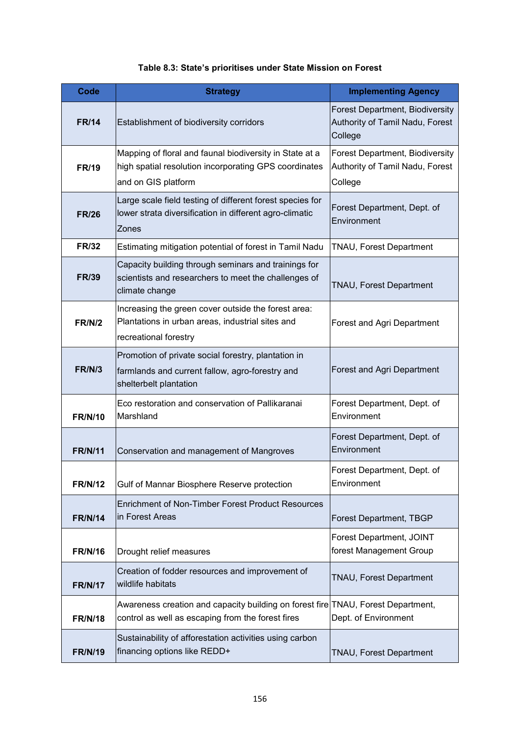**Table 8.3: State's prioritises under State Mission on Forest**

| Code | Strategy | Implementing Agency |
|---|---|---|
| **FR/14** | Establishment of biodiversity corridors | Forest Department, Biodiversity Authority of Tamil Nadu, Forest College |
| **FR/19** | Mapping of floral and faunal biodiversity in State at a high spatial resolution incorporating GPS coordinates and on GIS platform | Forest Department, Biodiversity Authority of Tamil Nadu, Forest College |
| **FR/26** | Large scale field testing of different forest species for lower strata diversification in different agro-climatic Zones | Forest Department, Dept. of Environment |
| **FR/32** | Estimating mitigation potential of forest in Tamil Nadu | TNAU, Forest Department |
| **FR/39** | Capacity building through seminars and trainings for scientists and researchers to meet the challenges of climate change | TNAU, Forest Department |
| **FR/N/2** | Increasing the green cover outside the forest area: Plantations in urban areas, industrial sites and recreational forestry | Forest and Agri Department |
| **FR/N/3** | Promotion of private social forestry, plantation in farmlands and current fallow, agro-forestry and shelterbelt plantation | Forest and Agri Department |
| **FR/N/10** | Eco restoration and conservation of Pallikaranai Marshland | Forest Department, Dept. of Environment |
| **FR/N/11** | Conservation and management of Mangroves | Forest Department, Dept. of Environment |
| **FR/N/12** | Gulf of Mannar Biosphere Reserve protection | Forest Department, Dept. of Environment |
| **FR/N/14** | Enrichment of Non-Timber Forest Product Resources in Forest Areas | Forest Department, TBGP |
| **FR/N/16** | Drought relief measures | Forest Department, JOINT forest Management Group |
| **FR/N/17** | Creation of fodder resources and improvement of wildlife habitats | TNAU, Forest Department |
| **FR/N/18** | Awareness creation and capacity building on forest fire control as well as escaping from the forest fires | TNAU, Forest Department, Dept. of Environment |
| **FR/N/19** | Sustainability of afforestation activities using carbon financing options like REDD+ | TNAU, Forest Department |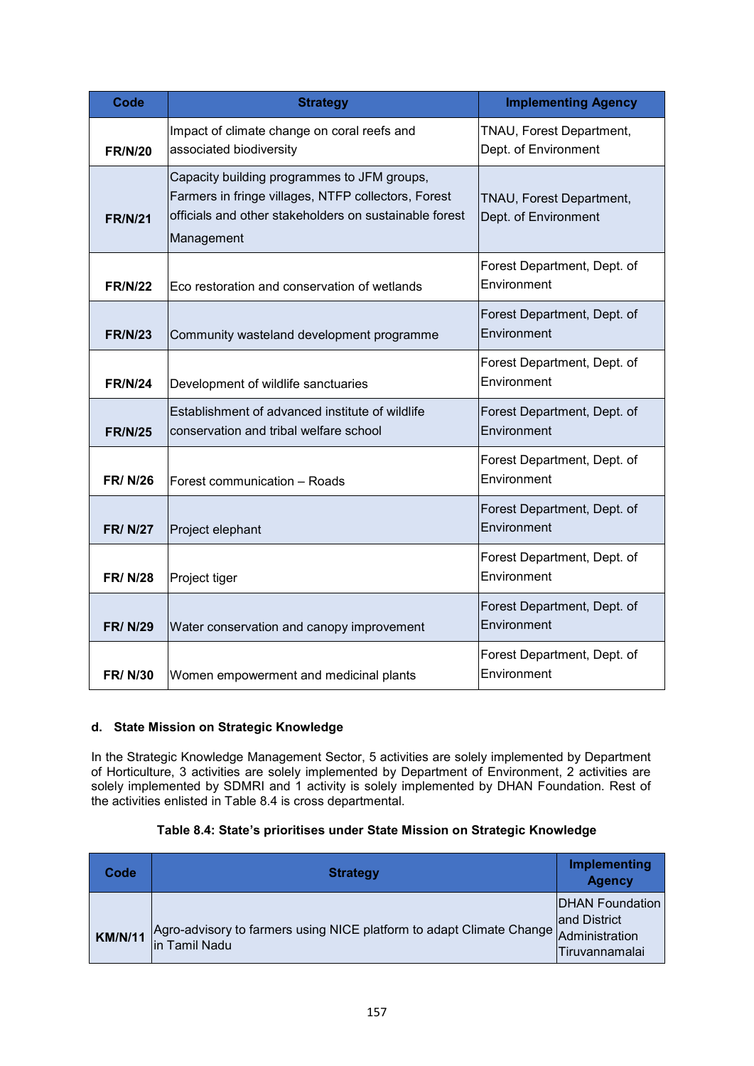| Code | Strategy | Implementing Agency |
|---|---|---|
| FR/N/20 | Impact of climate change on coral reefs and associated biodiversity | TNAU, Forest Department, Dept. of Environment |
| FR/N/21 | Capacity building programmes to JFM groups, Farmers in fringe villages, NTFP collectors, Forest officials and other stakeholders on sustainable forest Management | TNAU, Forest Department, Dept. of Environment |
| FR/N/22 | Eco restoration and conservation of wetlands | Forest Department, Dept. of Environment |
| FR/N/23 | Community wasteland development programme | Forest Department, Dept. of Environment |
| FR/N/24 | Development of wildlife sanctuaries | Forest Department, Dept. of Environment |
| FR/N/25 | Establishment of advanced institute of wildlife conservation and tribal welfare school | Forest Department, Dept. of Environment |
| FR/ N/26 | Forest communication – Roads | Forest Department, Dept. of Environment |
| FR/ N/27 | Project elephant | Forest Department, Dept. of Environment |
| FR/ N/28 | Project tiger | Forest Department, Dept. of Environment |
| FR/ N/29 | Water conservation and canopy improvement | Forest Department, Dept. of Environment |
| FR/ N/30 | Women empowerment and medicinal plants | Forest Department, Dept. of Environment |

#### d. State Mission on Strategic Knowledge

In the Strategic Knowledge Management Sector, 5 activities are solely implemented by Department of Horticulture, 3 activities are solely implemented by Department of Environment, 2 activities are solely implemented by SDMRI and 1 activity is solely implemented by DHAN Foundation. Rest of the activities enlisted in Table 8.4 is cross departmental.

**Table 8.4: State's prioritises under State Mission on Strategic Knowledge**

| Code | Strategy | Implementing Agency |
|---|---|---|
| KM/N/11 | Agro-advisory to farmers using NICE platform to adapt Climate Change in Tamil Nadu | DHAN Foundation and District Administration Tiruvannamalai |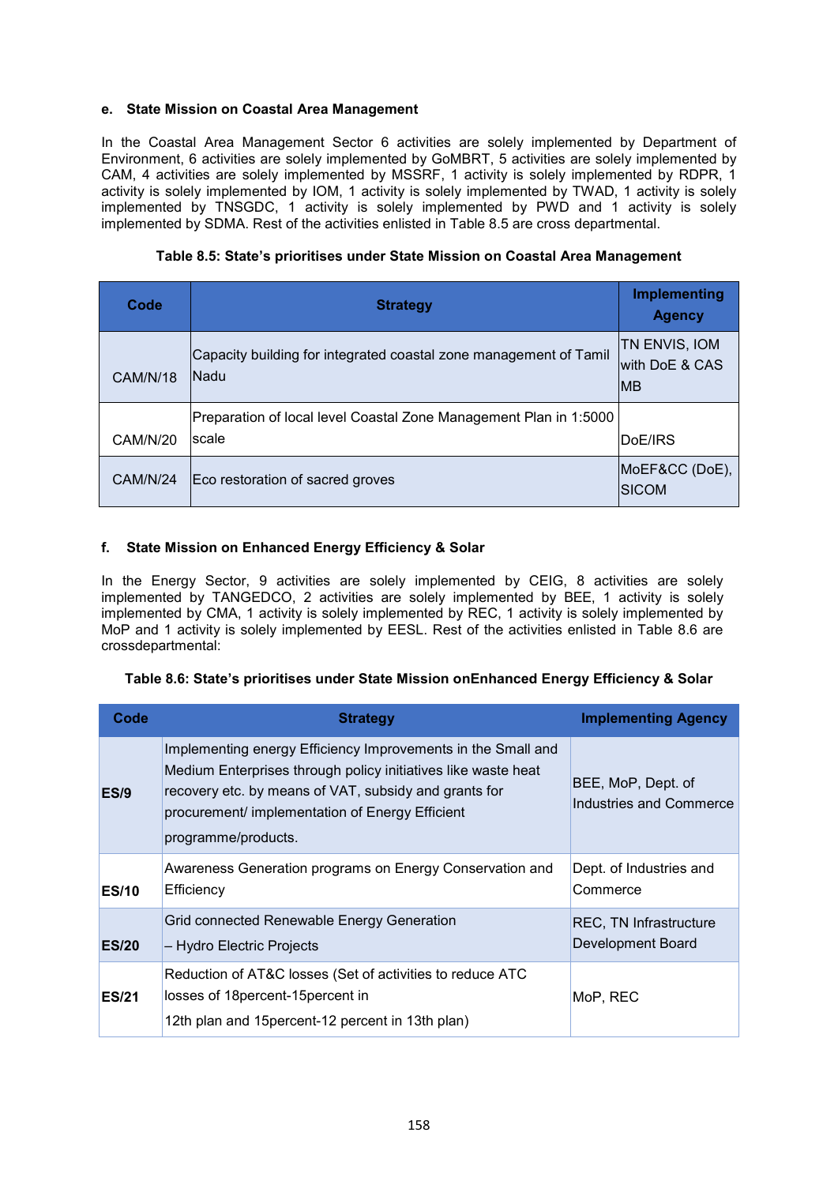#### e. State Mission on Coastal Area Management

In the Coastal Area Management Sector 6 activities are solely implemented by Department of Environment, 6 activities are solely implemented by GoMBRT, 5 activities are solely implemented by CAM, 4 activities are solely implemented by MSSRF, 1 activity is solely implemented by RDPR, 1 activity is solely implemented by IOM, 1 activity is solely implemented by TWAD, 1 activity is solely implemented by TNSGDC, 1 activity is solely implemented by PWD and 1 activity is solely implemented by SDMA. Rest of the activities enlisted in Table 8.5 are cross departmental.

**Table 8.5: State's prioritises under State Mission on Coastal Area Management**

| Code | Strategy | Implementing Agency |
|---|---|---|
| CAM/N/18 | Capacity building for integrated coastal zone management of Tamil Nadu | TN ENVIS, IOM with DoE & CAS MB |
| CAM/N/20 | Preparation of local level Coastal Zone Management Plan in 1:5000 scale | DoE/IRS |
| CAM/N/24 | Eco restoration of sacred groves | MoEF&CC (DoE), SICOM |

#### f. State Mission on Enhanced Energy Efficiency & Solar

In the Energy Sector, 9 activities are solely implemented by CEIG, 8 activities are solely implemented by TANGEDCO, 2 activities are solely implemented by BEE, 1 activity is solely implemented by CMA, 1 activity is solely implemented by REC, 1 activity is solely implemented by MoP and 1 activity is solely implemented by EESL. Rest of the activities enlisted in Table 8.6 are crossdepartmental:

**Table 8.6: State's prioritises under State Mission onEnhanced Energy Efficiency & Solar**

| Code | Strategy | Implementing Agency |
|---|---|---|
| **ES/9** | Implementing energy Efficiency Improvements in the Small and Medium Enterprises through policy initiatives like waste heat recovery etc. by means of VAT, subsidy and grants for procurement/ implementation of Energy Efficient programme/products. | BEE, MoP, Dept. of Industries and Commerce |
| **ES/10** | Awareness Generation programs on Energy Conservation and Efficiency | Dept. of Industries and Commerce |
| **ES/20** | Grid connected Renewable Energy Generation – Hydro Electric Projects | REC, TN Infrastructure Development Board |
| **ES/21** | Reduction of AT&C losses (Set of activities to reduce ATC losses of 18percent-15percent in 12th plan and 15percent-12 percent in 13th plan) | MoP, REC |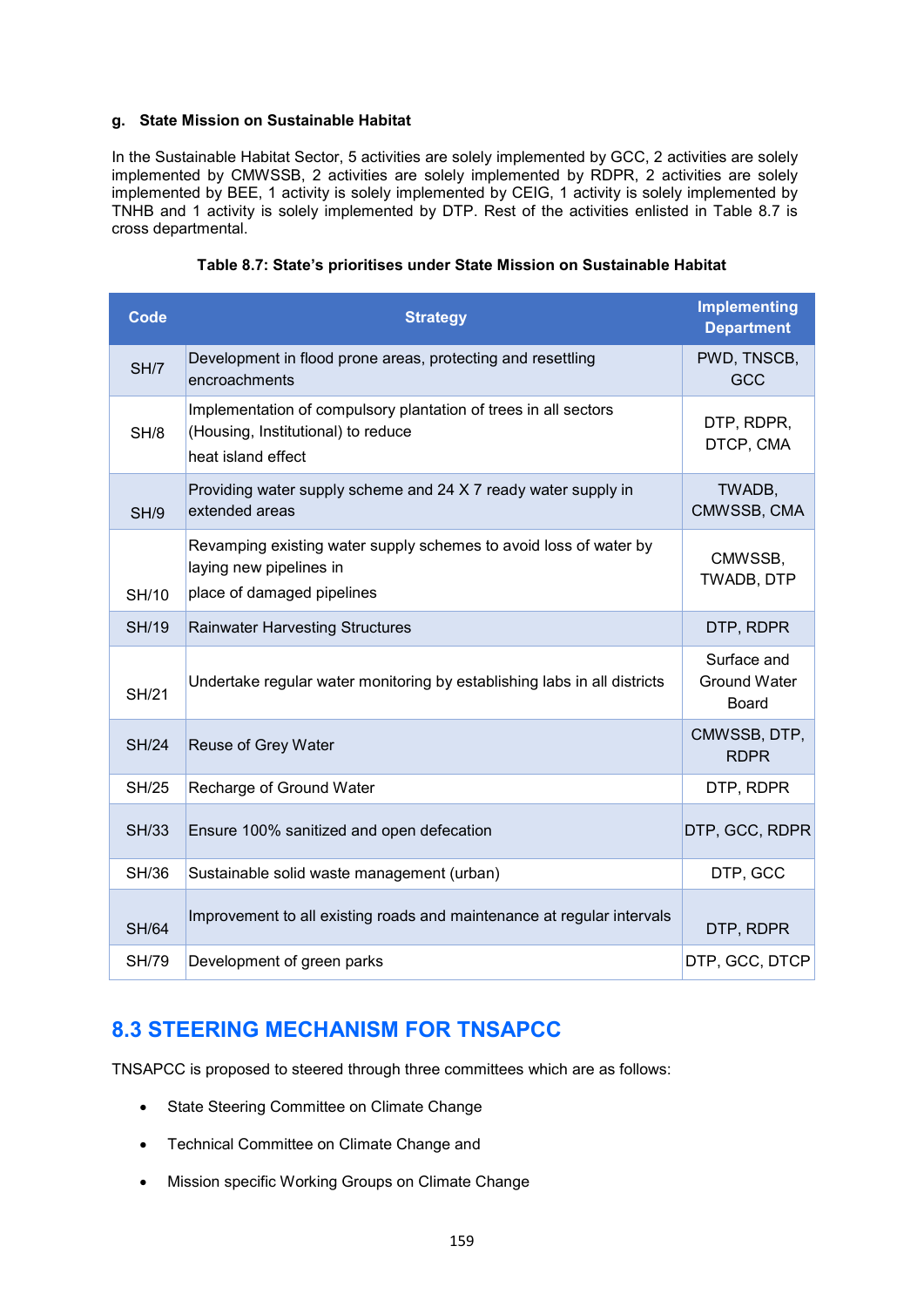### g. State Mission on Sustainable Habitat

In the Sustainable Habitat Sector, 5 activities are solely implemented by GCC, 2 activities are solely implemented by CMWSSB, 2 activities are solely implemented by RDPR, 2 activities are solely implemented by BEE, 1 activity is solely implemented by CEIG, 1 activity is solely implemented by TNHB and 1 activity is solely implemented by DTP. Rest of the activities enlisted in Table 8.7 is cross departmental.

**Table 8.7: State's prioritises under State Mission on Sustainable Habitat**

| Code | Strategy | Implementing Department |
|---|---|---|
| SH/7 | Development in flood prone areas, protecting and resettling encroachments | PWD, TNSCB, GCC |
| SH/8 | Implementation of compulsory plantation of trees in all sectors (Housing, Institutional) to reduce heat island effect | DTP, RDPR, DTCP, CMA |
| SH/9 | Providing water supply scheme and 24 X 7 ready water supply in extended areas | TWADB, CMWSSB, CMA |
| SH/10 | Revamping existing water supply schemes to avoid loss of water by laying new pipelines in place of damaged pipelines | CMWSSB, TWADB, DTP |
| SH/19 | Rainwater Harvesting Structures | DTP, RDPR |
| SH/21 | Undertake regular water monitoring by establishing labs in all districts | Surface and Ground Water Board |
| SH/24 | Reuse of Grey Water | CMWSSB, DTP, RDPR |
| SH/25 | Recharge of Ground Water | DTP, RDPR |
| SH/33 | Ensure 100% sanitized and open defecation | DTP, GCC, RDPR |
| SH/36 | Sustainable solid waste management (urban) | DTP, GCC |
| SH/64 | Improvement to all existing roads and maintenance at regular intervals | DTP, RDPR |
| SH/79 | Development of green parks | DTP, GCC, DTCP |

## 8.3 STEERING MECHANISM FOR TNSAPCC

TNSAPCC is proposed to steered through three committees which are as follows:

- State Steering Committee on Climate Change
- Technical Committee on Climate Change and
- Mission specific Working Groups on Climate Change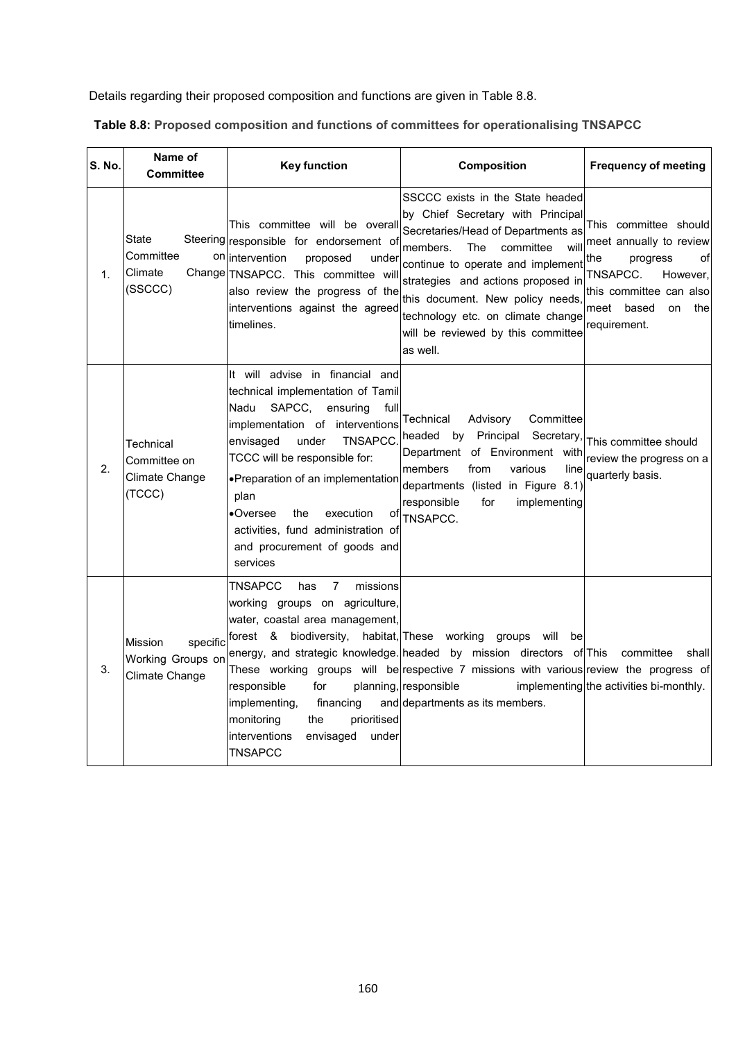Details regarding their proposed composition and functions are given in Table 8.8.

**Table 8.8: Proposed composition and functions of committees for operationalising TNSAPCC**

| S. No. | Name of Committee | Key function | Composition | Frequency of meeting |
|---|---|---|---|---|
| 1. | State Steering Committee on Climate Change (SSCCC) | This committee will be overall responsible for endorsement of intervention proposed under TNSAPCC. This committee will also review the progress of the interventions against the agreed timelines. | SSCCC exists in the State headed by Chief Secretary with Principal Secretaries/Head of Departments as members. The committee will continue to operate and implement strategies and actions proposed in this document. New policy needs, technology etc. on climate change will be reviewed by this committee as well. | This committee should meet annually to review the progress of TNSAPCC. However, this committee can also meet based on the requirement. |
| 2. | Technical Committee on Climate Change (TCCC) | It will advise in financial and technical implementation of Tamil Nadu SAPCC, ensuring full implementation of interventions envisaged under TNSAPCC. TCCC will be responsible for:<br>•Preparation of an implementation plan<br>•Oversee the execution of activities, fund administration of and procurement of goods and services | Technical Advisory Committee headed by Principal Secretary, Department of Environment with members from various line departments (listed in Figure 8.1) responsible for implementing TNSAPCC. | This committee should review the progress on a quarterly basis. |
| 3. | Mission specific Working Groups on Climate Change | TNSAPCC has 7 missions working groups on agriculture, water, coastal area management, forest & biodiversity, habitat, energy, and strategic knowledge. These working groups will be responsible for planning, implementing, financing and monitoring the prioritised interventions envisaged under TNSAPCC | These working groups will be headed by mission directors of respective 7 missions with various responsible implementing departments as its members. | This committee shall review the progress of the activities bi-monthly. |